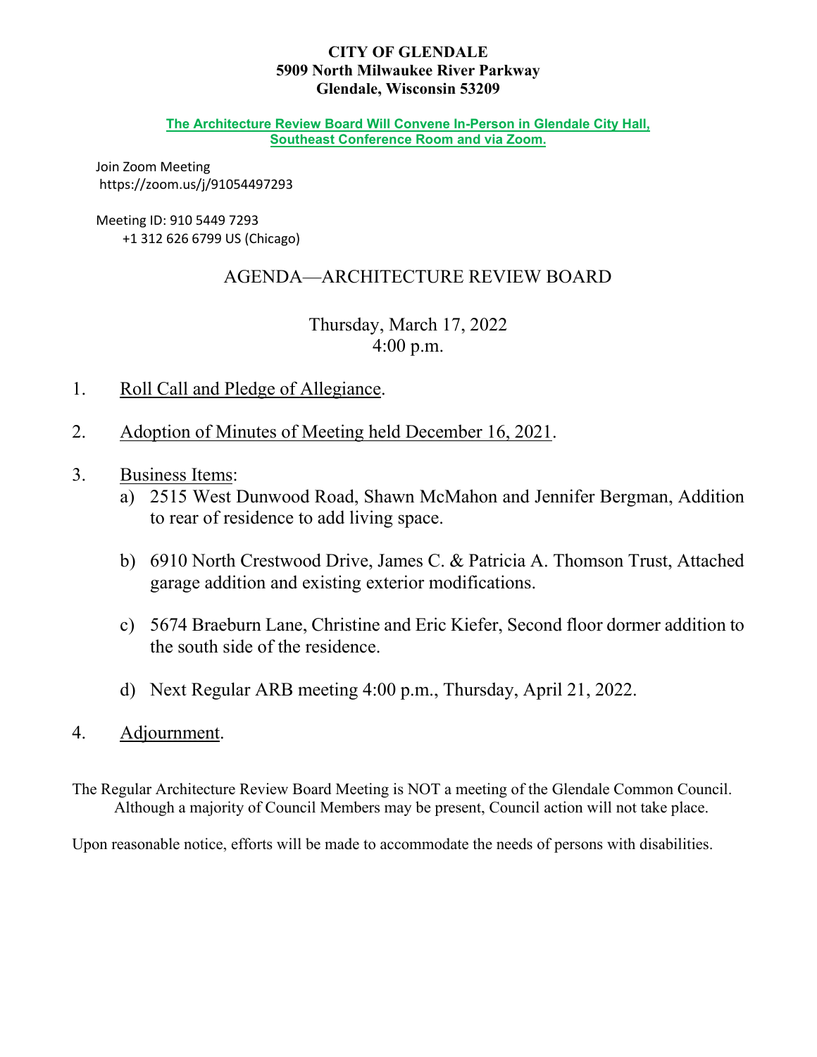**CITY OF GLENDALE**
**5909 North Milwaukee River Parkway**
**Glendale, Wisconsin 53209**

**The Architecture Review Board Will Convene In-Person in Glendale City Hall, Southeast Conference Room and via Zoom.**

Join Zoom Meeting
https://zoom.us/j/91054497293

Meeting ID: 910 5449 7293
+1 312 626 6799 US (Chicago)

# AGENDA—ARCHITECTURE REVIEW BOARD

Thursday, March 17, 2022
4:00 p.m.

1. Roll Call and Pledge of Allegiance.

2. Adoption of Minutes of Meeting held December 16, 2021.

3. Business Items:
   a) 2515 West Dunwood Road, Shawn McMahon and Jennifer Bergman, Addition to rear of residence to add living space.

   b) 6910 North Crestwood Drive, James C. & Patricia A. Thomson Trust, Attached garage addition and existing exterior modifications.

   c) 5674 Braeburn Lane, Christine and Eric Kiefer, Second floor dormer addition to the south side of the residence.

   d) Next Regular ARB meeting 4:00 p.m., Thursday, April 21, 2022.

4. Adjournment.

The Regular Architecture Review Board Meeting is NOT a meeting of the Glendale Common Council. Although a majority of Council Members may be present, Council action will not take place.

Upon reasonable notice, efforts will be made to accommodate the needs of persons with disabilities.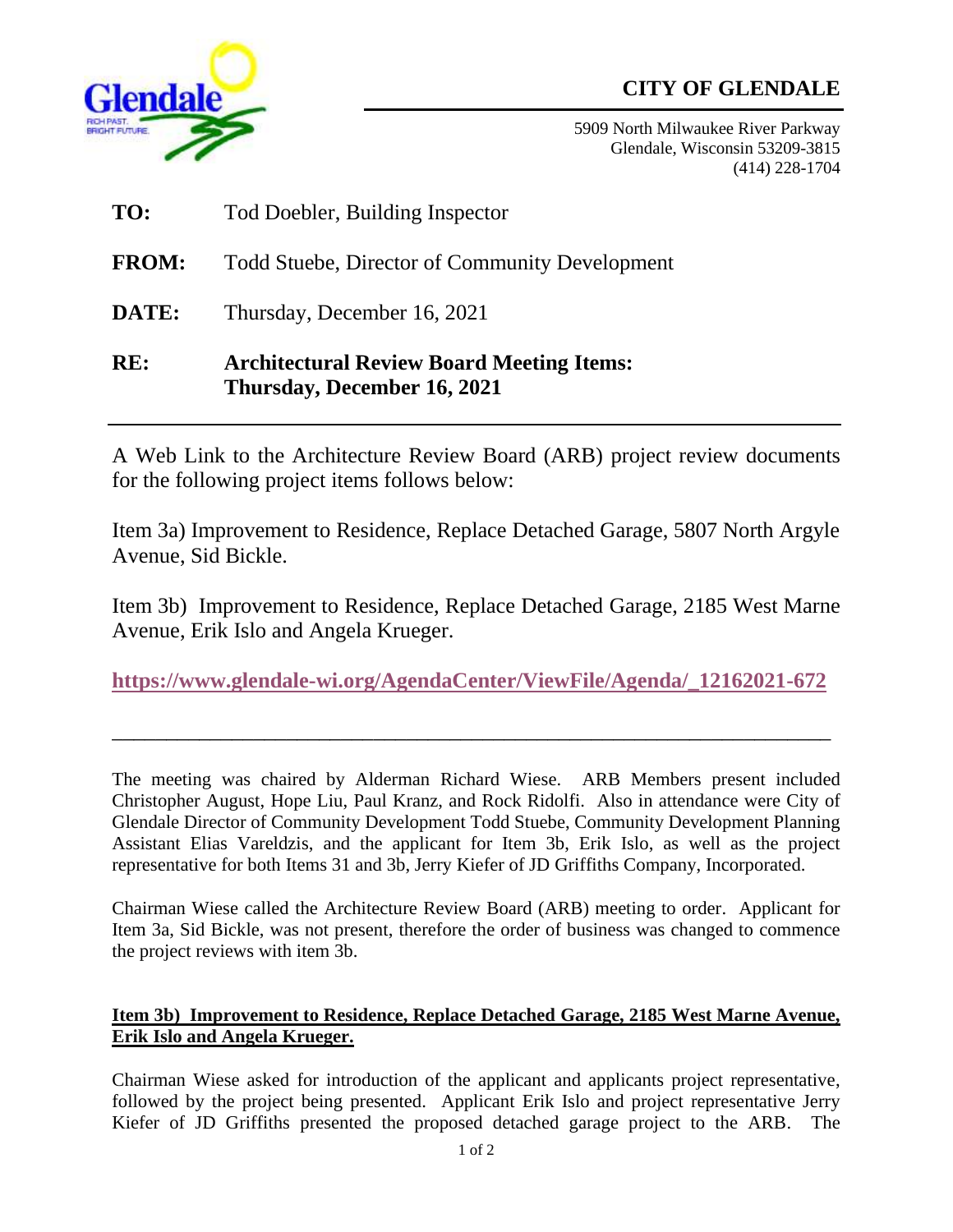**CITY OF GLENDALE**

5909 North Milwaukee River Parkway
Glendale, Wisconsin 53209-3815
(414) 228-1704

**TO:** Tod Doebler, Building Inspector

**FROM:** Todd Stuebe, Director of Community Development

**DATE:** Thursday, December 16, 2021

**RE:** **Architectural Review Board Meeting Items: Thursday, December 16, 2021**

---

A Web Link to the Architecture Review Board (ARB) project review documents for the following project items follows below:

Item 3a) Improvement to Residence, Replace Detached Garage, 5807 North Argyle Avenue, Sid Bickle.

Item 3b) Improvement to Residence, Replace Detached Garage, 2185 West Marne Avenue, Erik Islo and Angela Krueger.

**https://www.glendale-wi.org/AgendaCenter/ViewFile/Agenda/_12162021-672**

---

The meeting was chaired by Alderman Richard Wiese. ARB Members present included Christopher August, Hope Liu, Paul Kranz, and Rock Ridolfi. Also in attendance were City of Glendale Director of Community Development Todd Stuebe, Community Development Planning Assistant Elias Vareldzis, and the applicant for Item 3b, Erik Islo, as well as the project representative for both Items 31 and 3b, Jerry Kiefer of JD Griffiths Company, Incorporated.

Chairman Wiese called the Architecture Review Board (ARB) meeting to order. Applicant for Item 3a, Sid Bickle, was not present, therefore the order of business was changed to commence the project reviews with item 3b.

**Item 3b) Improvement to Residence, Replace Detached Garage, 2185 West Marne Avenue, Erik Islo and Angela Krueger.**

Chairman Wiese asked for introduction of the applicant and applicants project representative, followed by the project being presented. Applicant Erik Islo and project representative Jerry Kiefer of JD Griffiths presented the proposed detached garage project to the ARB. The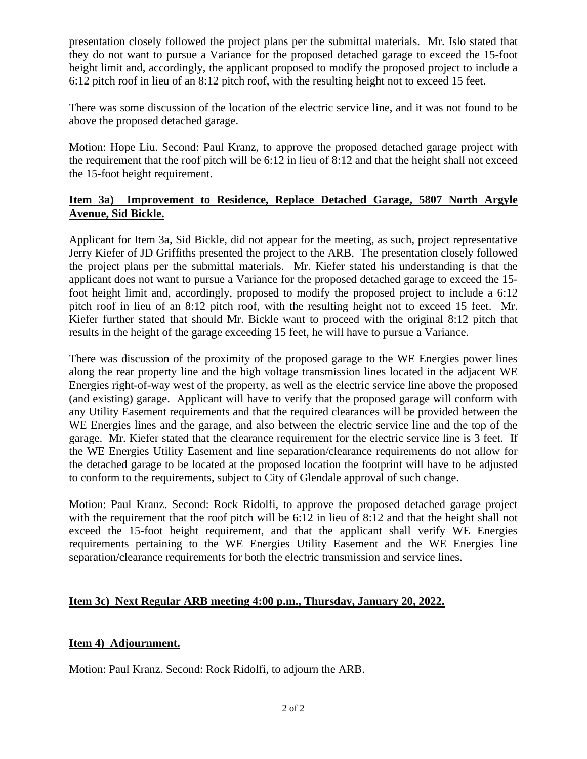presentation closely followed the project plans per the submittal materials. Mr. Islo stated that they do not want to pursue a Variance for the proposed detached garage to exceed the 15-foot height limit and, accordingly, the applicant proposed to modify the proposed project to include a 6:12 pitch roof in lieu of an 8:12 pitch roof, with the resulting height not to exceed 15 feet.

There was some discussion of the location of the electric service line, and it was not found to be above the proposed detached garage.

Motion: Hope Liu. Second: Paul Kranz, to approve the proposed detached garage project with the requirement that the roof pitch will be 6:12 in lieu of 8:12 and that the height shall not exceed the 15-foot height requirement.

**Item 3a) Improvement to Residence, Replace Detached Garage, 5807 North Argyle Avenue, Sid Bickle.**

Applicant for Item 3a, Sid Bickle, did not appear for the meeting, as such, project representative Jerry Kiefer of JD Griffiths presented the project to the ARB. The presentation closely followed the project plans per the submittal materials. Mr. Kiefer stated his understanding is that the applicant does not want to pursue a Variance for the proposed detached garage to exceed the 15-foot height limit and, accordingly, proposed to modify the proposed project to include a 6:12 pitch roof in lieu of an 8:12 pitch roof, with the resulting height not to exceed 15 feet. Mr. Kiefer further stated that should Mr. Bickle want to proceed with the original 8:12 pitch that results in the height of the garage exceeding 15 feet, he will have to pursue a Variance.

There was discussion of the proximity of the proposed garage to the WE Energies power lines along the rear property line and the high voltage transmission lines located in the adjacent WE Energies right-of-way west of the property, as well as the electric service line above the proposed (and existing) garage. Applicant will have to verify that the proposed garage will conform with any Utility Easement requirements and that the required clearances will be provided between the WE Energies lines and the garage, and also between the electric service line and the top of the garage. Mr. Kiefer stated that the clearance requirement for the electric service line is 3 feet. If the WE Energies Utility Easement and line separation/clearance requirements do not allow for the detached garage to be located at the proposed location the footprint will have to be adjusted to conform to the requirements, subject to City of Glendale approval of such change.

Motion: Paul Kranz. Second: Rock Ridolfi, to approve the proposed detached garage project with the requirement that the roof pitch will be 6:12 in lieu of 8:12 and that the height shall not exceed the 15-foot height requirement, and that the applicant shall verify WE Energies requirements pertaining to the WE Energies Utility Easement and the WE Energies line separation/clearance requirements for both the electric transmission and service lines.

**Item 3c) Next Regular ARB meeting 4:00 p.m., Thursday, January 20, 2022.**

**Item 4) Adjournment.**

Motion: Paul Kranz. Second: Rock Ridolfi, to adjourn the ARB.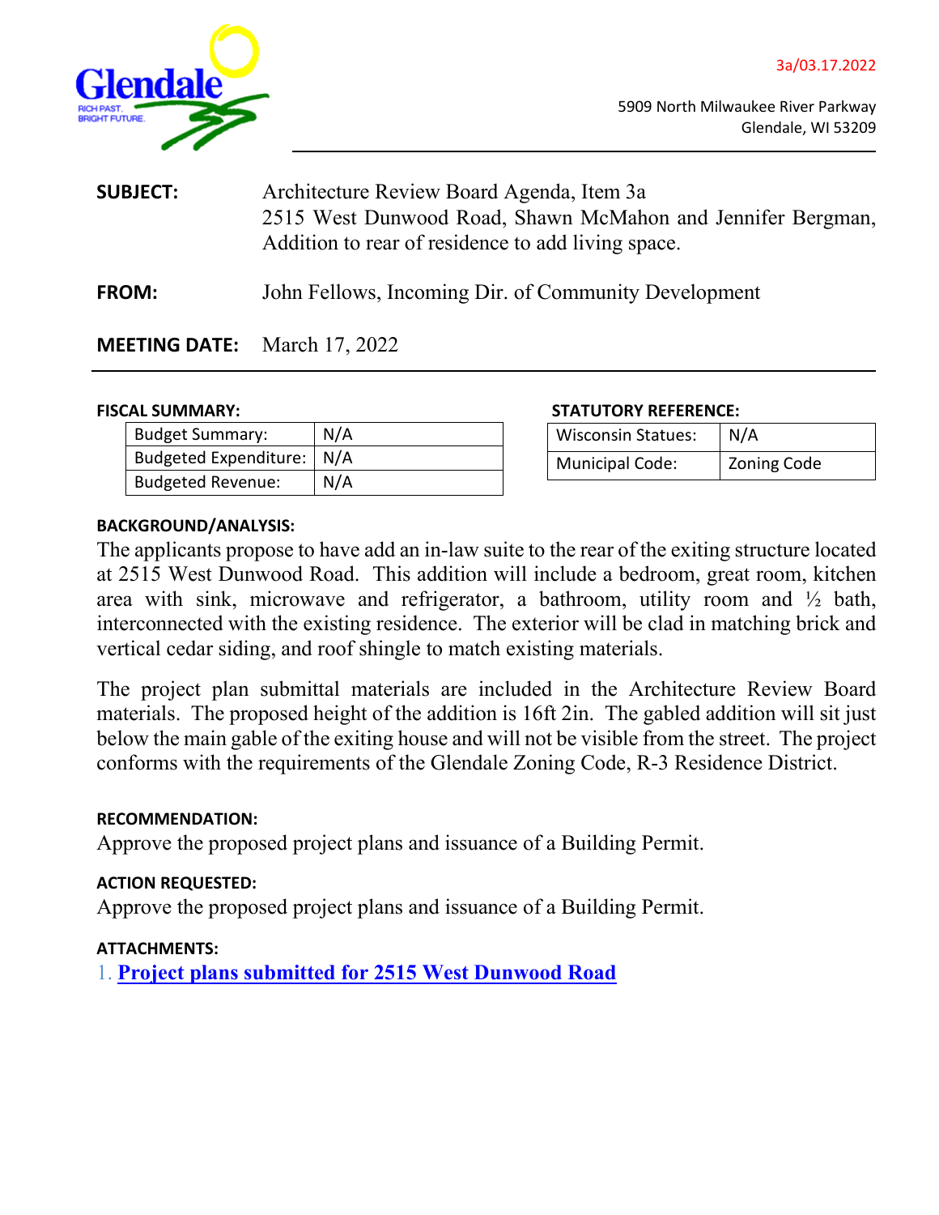3a/03.17.2022

5909 North Milwaukee River Parkway
Glendale, WI 53209

**SUBJECT:** Architecture Review Board Agenda, Item 3a
2515 West Dunwood Road, Shawn McMahon and Jennifer Bergman, Addition to rear of residence to add living space.

**FROM:** John Fellows, Incoming Dir. of Community Development

**MEETING DATE:** March 17, 2022

**FISCAL SUMMARY:**

| Budget Summary: | N/A |
|---|---|
| Budgeted Expenditure: | N/A |
| Budgeted Revenue: | N/A |

**STATUTORY REFERENCE:**

| Wisconsin Statues: | N/A |
|---|---|
| Municipal Code: | Zoning Code |

**BACKGROUND/ANALYSIS:**

The applicants propose to have add an in-law suite to the rear of the exiting structure located at 2515 West Dunwood Road. This addition will include a bedroom, great room, kitchen area with sink, microwave and refrigerator, a bathroom, utility room and ½ bath, interconnected with the existing residence. The exterior will be clad in matching brick and vertical cedar siding, and roof shingle to match existing materials.

The project plan submittal materials are included in the Architecture Review Board materials. The proposed height of the addition is 16ft 2in. The gabled addition will sit just below the main gable of the exiting house and will not be visible from the street. The project conforms with the requirements of the Glendale Zoning Code, R-3 Residence District.

**RECOMMENDATION:**

Approve the proposed project plans and issuance of a Building Permit.

**ACTION REQUESTED:**

Approve the proposed project plans and issuance of a Building Permit.

**ATTACHMENTS:**

1. **Project plans submitted for 2515 West Dunwood Road**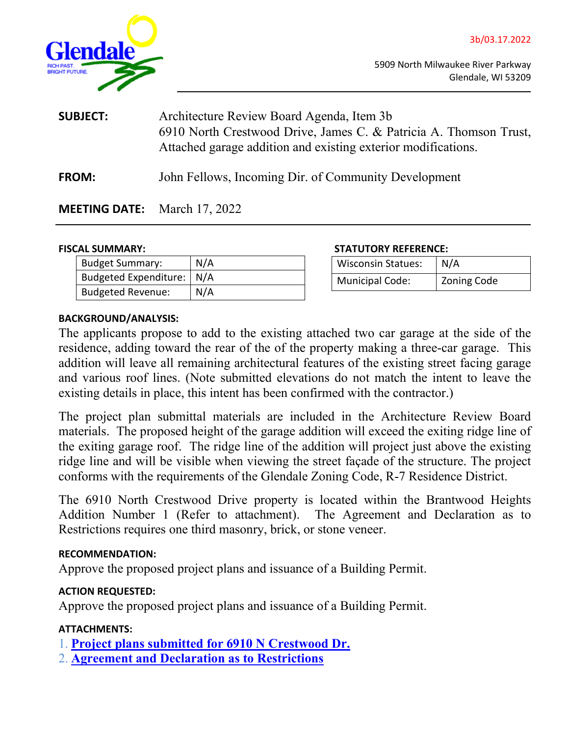3b/03.17.2022

5909 North Milwaukee River Parkway
Glendale, WI 53209

**SUBJECT:** Architecture Review Board Agenda, Item 3b
6910 North Crestwood Drive, James C. & Patricia A. Thomson Trust, Attached garage addition and existing exterior modifications.

**FROM:** John Fellows, Incoming Dir. of Community Development

**MEETING DATE:** March 17, 2022

**FISCAL SUMMARY:**

| Budget Summary: | N/A |
|---|---|
| Budgeted Expenditure: | N/A |
| Budgeted Revenue: | N/A |

**STATUTORY REFERENCE:**

| Wisconsin Statues: | N/A |
|---|---|
| Municipal Code: | Zoning Code |

**BACKGROUND/ANALYSIS:**

The applicants propose to add to the existing attached two car garage at the side of the residence, adding toward the rear of the of the property making a three-car garage. This addition will leave all remaining architectural features of the existing street facing garage and various roof lines. (Note submitted elevations do not match the intent to leave the existing details in place, this intent has been confirmed with the contractor.)

The project plan submittal materials are included in the Architecture Review Board materials. The proposed height of the garage addition will exceed the exiting ridge line of the exiting garage roof. The ridge line of the addition will project just above the existing ridge line and will be visible when viewing the street façade of the structure. The project conforms with the requirements of the Glendale Zoning Code, R-7 Residence District.

The 6910 North Crestwood Drive property is located within the Brantwood Heights Addition Number 1 (Refer to attachment). The Agreement and Declaration as to Restrictions requires one third masonry, brick, or stone veneer.

**RECOMMENDATION:**

Approve the proposed project plans and issuance of a Building Permit.

**ACTION REQUESTED:**

Approve the proposed project plans and issuance of a Building Permit.

**ATTACHMENTS:**

1. **Project plans submitted for 6910 N Crestwood Dr.**
2. **Agreement and Declaration as to Restrictions**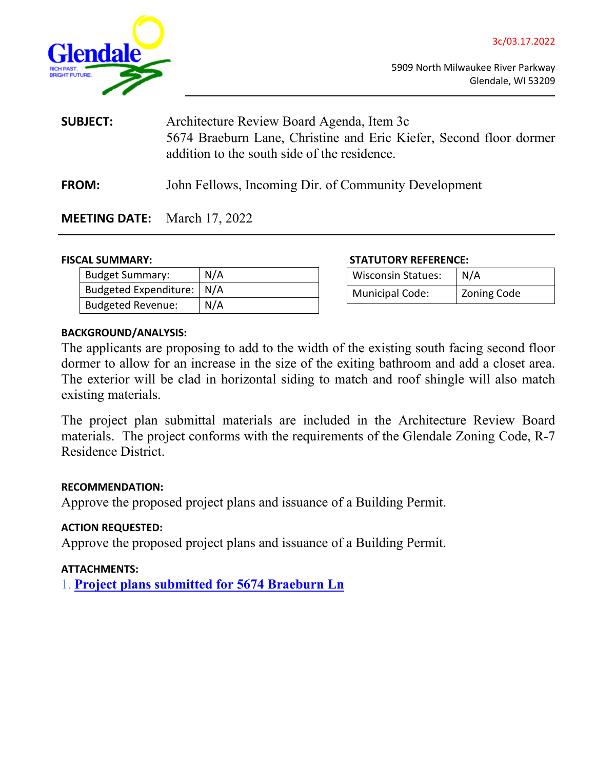3c/03.17.2022

5909 North Milwaukee River Parkway
Glendale, WI 53209

**SUBJECT:** Architecture Review Board Agenda, Item 3c
5674 Braeburn Lane, Christine and Eric Kiefer, Second floor dormer addition to the south side of the residence.

**FROM:** John Fellows, Incoming Dir. of Community Development

**MEETING DATE:** March 17, 2022

**FISCAL SUMMARY:**

| | |
|---|---|
| Budget Summary: | N/A |
| Budgeted Expenditure: | N/A |
| Budgeted Revenue: | N/A |

**STATUTORY REFERENCE:**

| | |
|---|---|
| Wisconsin Statues: | N/A |
| Municipal Code: | Zoning Code |

**BACKGROUND/ANALYSIS:**

The applicants are proposing to add to the width of the existing south facing second floor dormer to allow for an increase in the size of the exiting bathroom and add a closet area. The exterior will be clad in horizontal siding to match and roof shingle will also match existing materials.

The project plan submittal materials are included in the Architecture Review Board materials. The project conforms with the requirements of the Glendale Zoning Code, R-7 Residence District.

**RECOMMENDATION:**

Approve the proposed project plans and issuance of a Building Permit.

**ACTION REQUESTED:**

Approve the proposed project plans and issuance of a Building Permit.

**ATTACHMENTS:**

1. **Project plans submitted for 5674 Braeburn Ln**